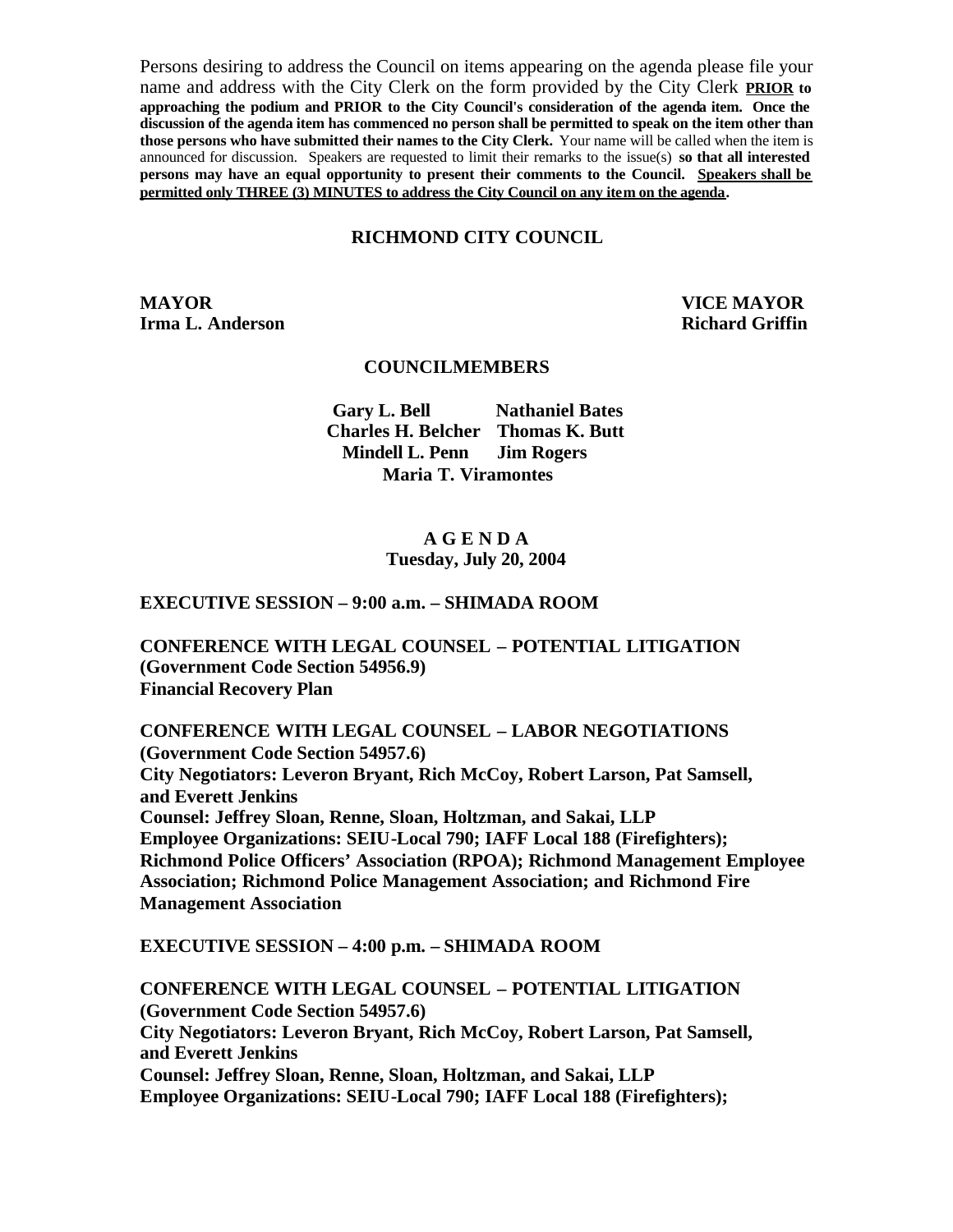Persons desiring to address the Council on items appearing on the agenda please file your name and address with the City Clerk on the form provided by the City Clerk **PRIOR to approaching the podium and PRIOR to the City Council's consideration of the agenda item. Once the discussion of the agenda item has commenced no person shall be permitted to speak on the item other than those persons who have submitted their names to the City Clerk.** Your name will be called when the item is announced for discussion. Speakers are requested to limit their remarks to the issue(s) **so that all interested persons may have an equal opportunity to present their comments to the Council. Speakers shall be permitted only THREE (3) MINUTES to address the City Council on any item on the agenda.**

# RICHMOND CITY COUNCIL

**MAYOR**
**Irma L. Anderson**

**VICE MAYOR**
**Richard Griffin**

## COUNCILMEMBERS

**Gary L. Bell** **Nathaniel Bates**
**Charles H. Belcher** **Thomas K. Butt**
**Mindell L. Penn** **Jim Rogers**
**Maria T. Viramontes**

## A G E N D A
**Tuesday, July 20, 2004**

## EXECUTIVE SESSION – 9:00 a.m. – SHIMADA ROOM

**CONFERENCE WITH LEGAL COUNSEL – POTENTIAL LITIGATION**
**(Government Code Section 54956.9)**
**Financial Recovery Plan**

**CONFERENCE WITH LEGAL COUNSEL – LABOR NEGOTIATIONS**
**(Government Code Section 54957.6)**
**City Negotiators: Leveron Bryant, Rich McCoy, Robert Larson, Pat Samsell, and Everett Jenkins**
**Counsel: Jeffrey Sloan, Renne, Sloan, Holtzman, and Sakai, LLP**
**Employee Organizations: SEIU-Local 790; IAFF Local 188 (Firefighters); Richmond Police Officers' Association (RPOA); Richmond Management Employee Association; Richmond Police Management Association; and Richmond Fire Management Association**

## EXECUTIVE SESSION – 4:00 p.m. – SHIMADA ROOM

**CONFERENCE WITH LEGAL COUNSEL – POTENTIAL LITIGATION**
**(Government Code Section 54957.6)**
**City Negotiators: Leveron Bryant, Rich McCoy, Robert Larson, Pat Samsell, and Everett Jenkins**
**Counsel: Jeffrey Sloan, Renne, Sloan, Holtzman, and Sakai, LLP**
**Employee Organizations: SEIU-Local 790; IAFF Local 188 (Firefighters);**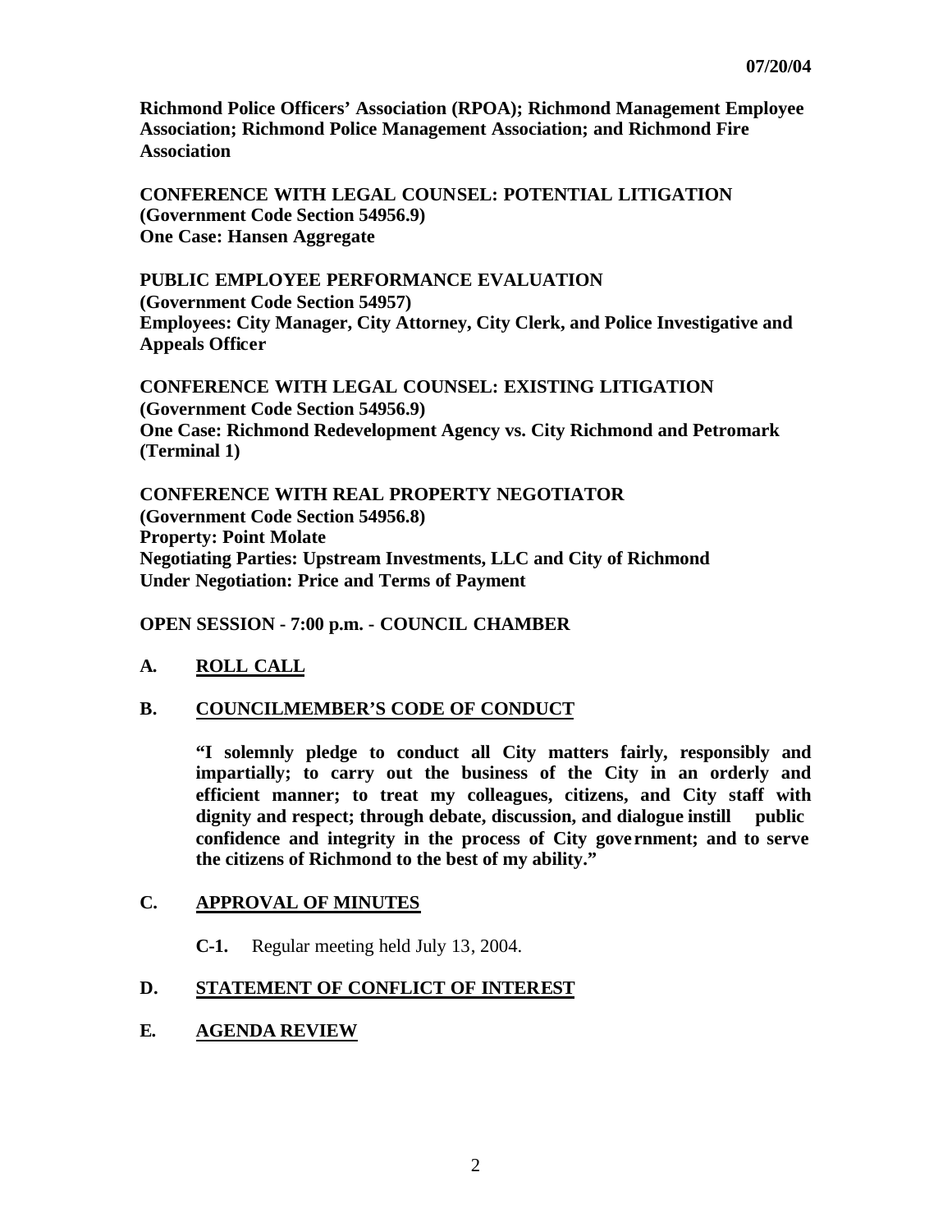**Richmond Police Officers' Association (RPOA); Richmond Management Employee Association; Richmond Police Management Association; and Richmond Fire Association**

**CONFERENCE WITH LEGAL COUNSEL: POTENTIAL LITIGATION (Government Code Section 54956.9)**
**One Case: Hansen Aggregate**

**PUBLIC EMPLOYEE PERFORMANCE EVALUATION**
**(Government Code Section 54957)**
**Employees: City Manager, City Attorney, City Clerk, and Police Investigative and Appeals Officer**

**CONFERENCE WITH LEGAL COUNSEL: EXISTING LITIGATION (Government Code Section 54956.9)**
**One Case: Richmond Redevelopment Agency vs. City Richmond and Petromark (Terminal 1)**

**CONFERENCE WITH REAL PROPERTY NEGOTIATOR**
**(Government Code Section 54956.8)**
**Property: Point Molate**
**Negotiating Parties: Upstream Investments, LLC and City of Richmond**
**Under Negotiation: Price and Terms of Payment**

**OPEN SESSION - 7:00 p.m. - COUNCIL CHAMBER**

## A. ROLL CALL

## B. COUNCILMEMBER'S CODE OF CONDUCT

**"I solemnly pledge to conduct all City matters fairly, responsibly and impartially; to carry out the business of the City in an orderly and efficient manner; to treat my colleagues, citizens, and City staff with dignity and respect; through debate, discussion, and dialogue instill public confidence and integrity in the process of City government; and to serve the citizens of Richmond to the best of my ability."**

## C. APPROVAL OF MINUTES

**C-1.** Regular meeting held July 13, 2004.

## D. STATEMENT OF CONFLICT OF INTEREST

## E. AGENDA REVIEW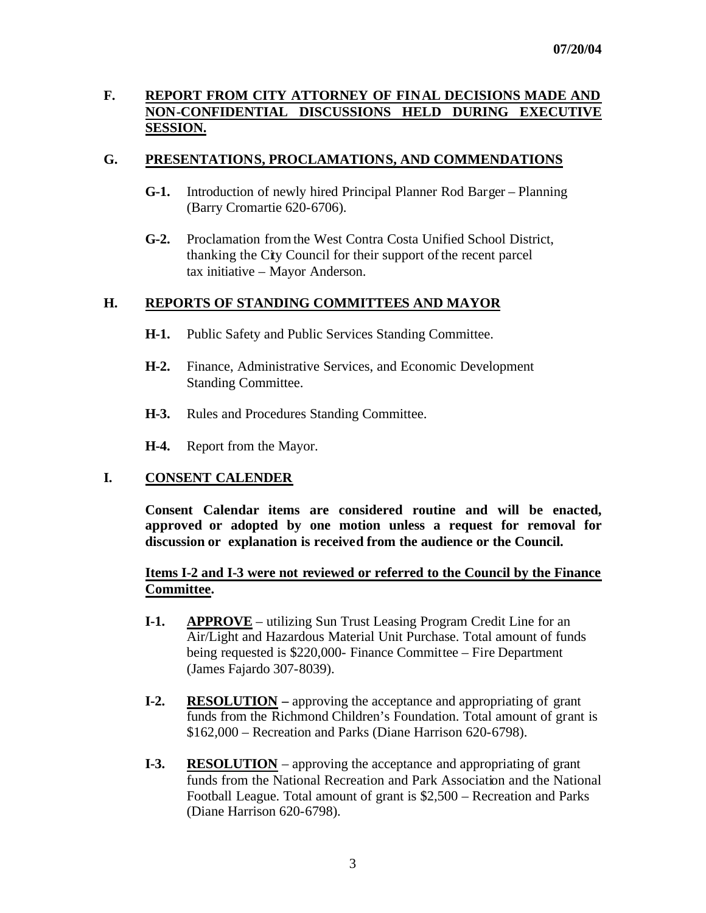07/20/04

## F. REPORT FROM CITY ATTORNEY OF FINAL DECISIONS MADE AND NON-CONFIDENTIAL DISCUSSIONS HELD DURING EXECUTIVE SESSION.

## G. PRESENTATIONS, PROCLAMATIONS, AND COMMENDATIONS

**G-1.** Introduction of newly hired Principal Planner Rod Barger – Planning (Barry Cromartie 620-6706).

**G-2.** Proclamation from the West Contra Costa Unified School District, thanking the City Council for their support of the recent parcel tax initiative – Mayor Anderson.

## H. REPORTS OF STANDING COMMITTEES AND MAYOR

**H-1.** Public Safety and Public Services Standing Committee.

**H-2.** Finance, Administrative Services, and Economic Development Standing Committee.

**H-3.** Rules and Procedures Standing Committee.

**H-4.** Report from the Mayor.

## I. CONSENT CALENDER

**Consent Calendar items are considered routine and will be enacted, approved or adopted by one motion unless a request for removal for discussion or explanation is received from the audience or the Council.**

**Items I-2 and I-3 were not reviewed or referred to the Council by the Finance Committee.**

**I-1.** **APPROVE** – utilizing Sun Trust Leasing Program Credit Line for an Air/Light and Hazardous Material Unit Purchase. Total amount of funds being requested is $220,000- Finance Committee – Fire Department (James Fajardo 307-8039).

**I-2.** **RESOLUTION –** approving the acceptance and appropriating of grant funds from the Richmond Children's Foundation. Total amount of grant is $162,000 – Recreation and Parks (Diane Harrison 620-6798).

**I-3.** **RESOLUTION** – approving the acceptance and appropriating of grant funds from the National Recreation and Park Association and the National Football League. Total amount of grant is $2,500 – Recreation and Parks (Diane Harrison 620-6798).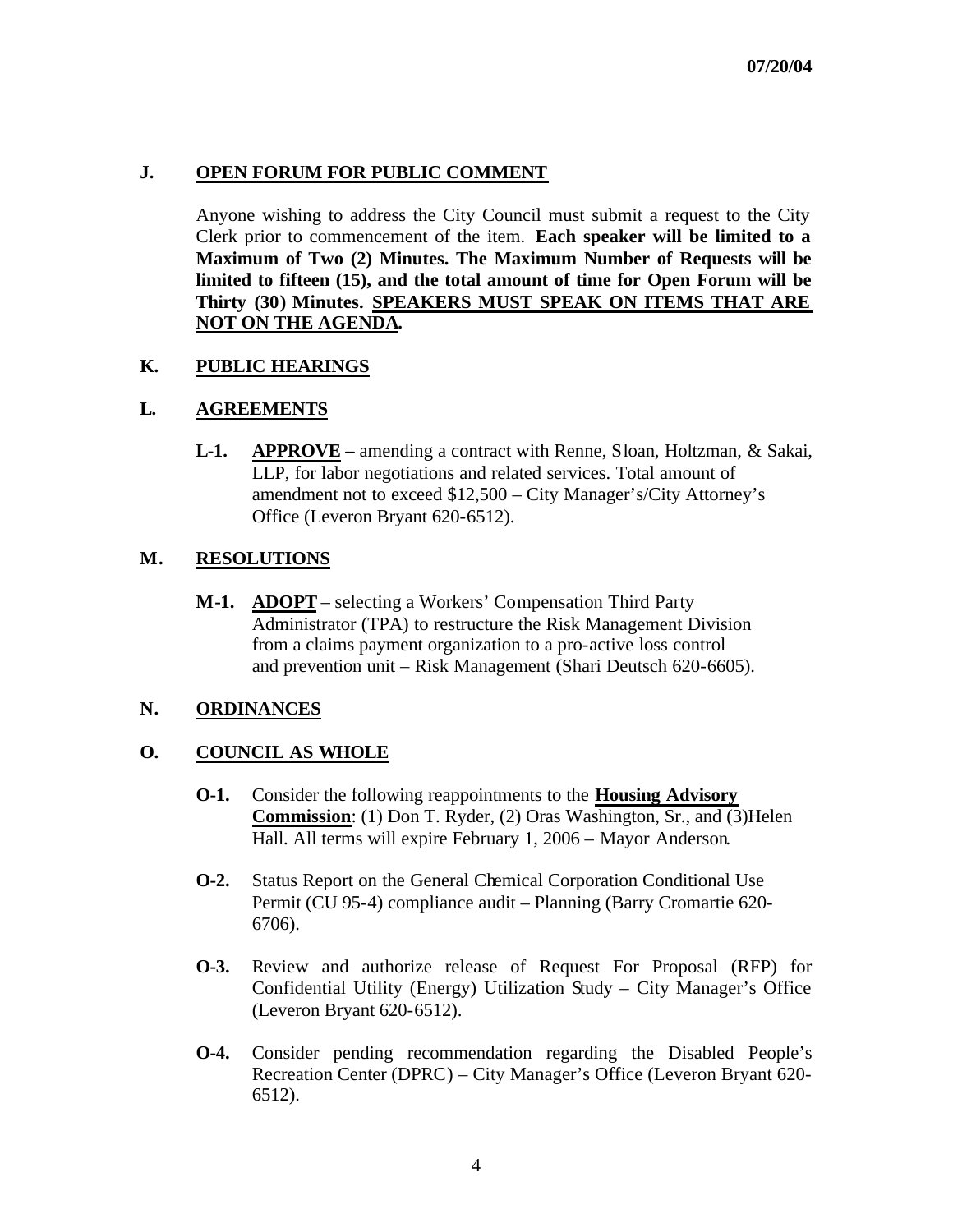07/20/04

## J. OPEN FORUM FOR PUBLIC COMMENT

Anyone wishing to address the City Council must submit a request to the City Clerk prior to commencement of the item. **Each speaker will be limited to a Maximum of Two (2) Minutes. The Maximum Number of Requests will be limited to fifteen (15), and the total amount of time for Open Forum will be Thirty (30) Minutes. SPEAKERS MUST SPEAK ON ITEMS THAT ARE NOT ON THE AGENDA.**

## K. PUBLIC HEARINGS

## L. AGREEMENTS

**L-1.** **APPROVE –** amending a contract with Renne, Sloan, Holtzman, & Sakai, LLP, for labor negotiations and related services. Total amount of amendment not to exceed $12,500 – City Manager's/City Attorney's Office (Leveron Bryant 620-6512).

## M. RESOLUTIONS

**M-1.** **ADOPT** – selecting a Workers' Compensation Third Party Administrator (TPA) to restructure the Risk Management Division from a claims payment organization to a pro-active loss control and prevention unit – Risk Management (Shari Deutsch 620-6605).

## N. ORDINANCES

## O. COUNCIL AS WHOLE

**O-1.** Consider the following reappointments to the **Housing Advisory Commission**: (1) Don T. Ryder, (2) Oras Washington, Sr., and (3)Helen Hall. All terms will expire February 1, 2006 – Mayor Anderson.

**O-2.** Status Report on the General Chemical Corporation Conditional Use Permit (CU 95-4) compliance audit – Planning (Barry Cromartie 620-6706).

**O-3.** Review and authorize release of Request For Proposal (RFP) for Confidential Utility (Energy) Utilization Study – City Manager's Office (Leveron Bryant 620-6512).

**O-4.** Consider pending recommendation regarding the Disabled People's Recreation Center (DPRC) – City Manager's Office (Leveron Bryant 620-6512).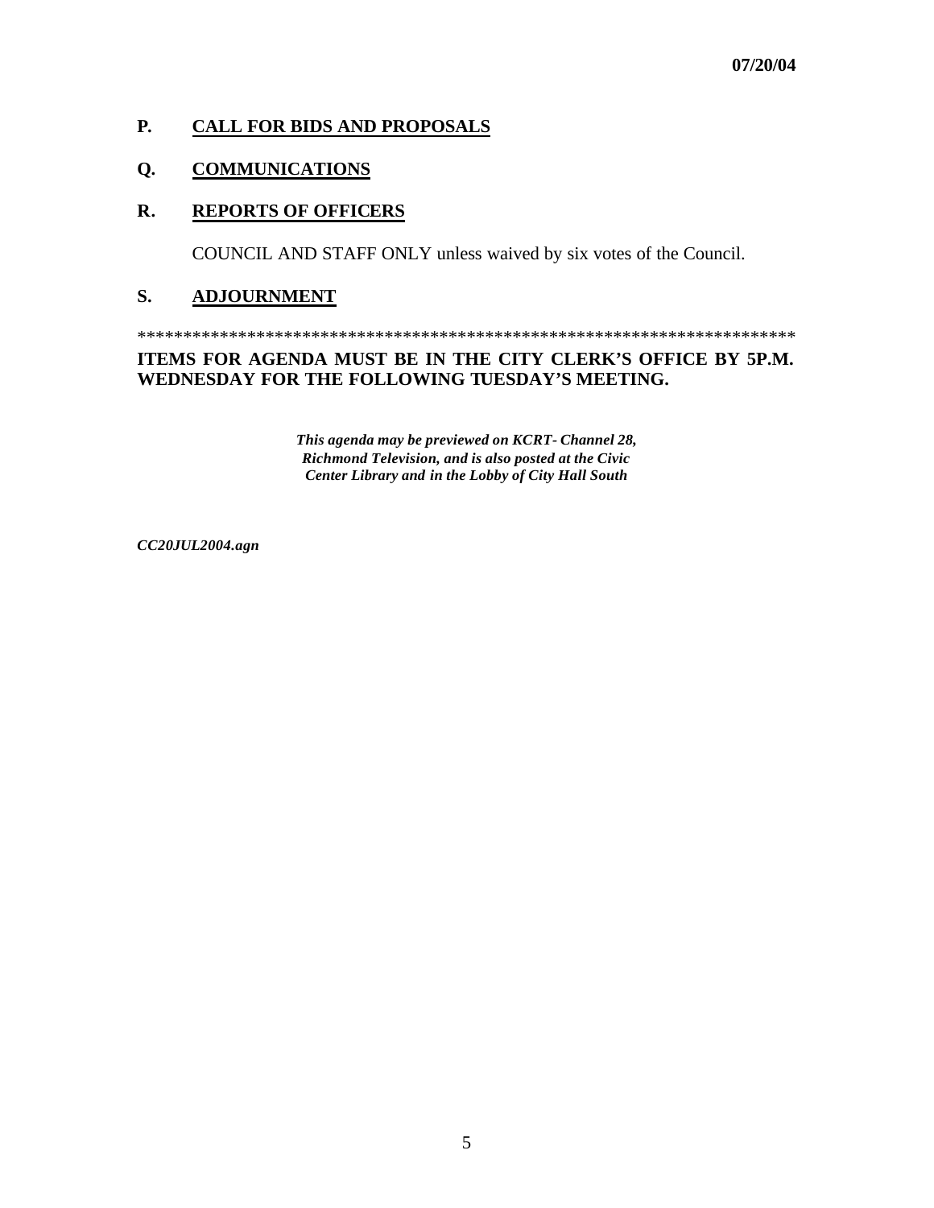07/20/04

## P. CALL FOR BIDS AND PROPOSALS

## Q. COMMUNICATIONS

## R. REPORTS OF OFFICERS

COUNCIL AND STAFF ONLY unless waived by six votes of the Council.

## S. ADJOURNMENT

************************************************************************

**ITEMS FOR AGENDA MUST BE IN THE CITY CLERK'S OFFICE BY 5P.M. WEDNESDAY FOR THE FOLLOWING TUESDAY'S MEETING.**

***This agenda may be previewed on KCRT- Channel 28, Richmond Television, and is also posted at the Civic Center Library and in the Lobby of City Hall South***

***CC20JUL2004.agn***